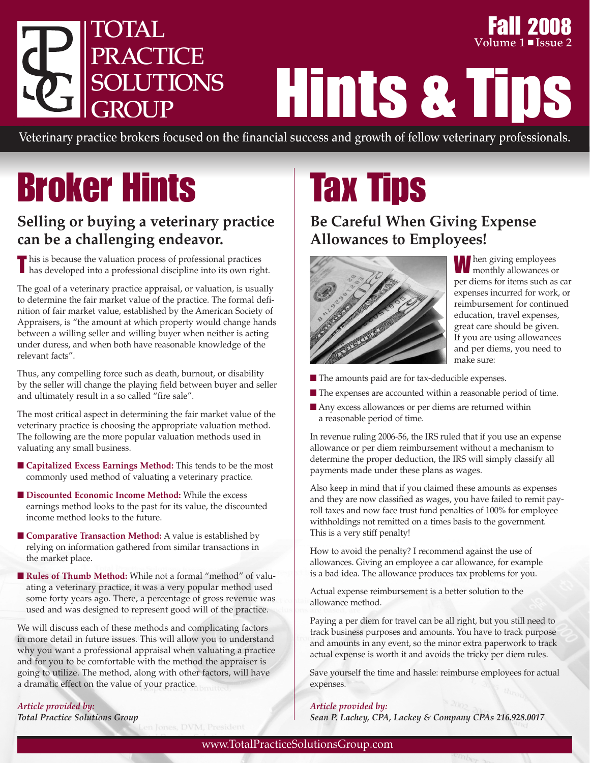# TOTAL PRACTICE SOLUTIONS GROUP

**Fall 2008**
Volume 1 ■ Issue 2

# Hints & Tips

Veterinary practice brokers focused on the financial success and growth of fellow veterinary professionals.

# Broker Hints

## Selling or buying a veterinary practice can be a challenging endeavor.

This is because the valuation process of professional practices has developed into a professional discipline into its own right.

The goal of a veterinary practice appraisal, or valuation, is usually to determine the fair market value of the practice. The formal definition of fair market value, established by the American Society of Appraisers, is "the amount at which property would change hands between a willing seller and willing buyer when neither is acting under duress, and when both have reasonable knowledge of the relevant facts".

Thus, any compelling force such as death, burnout, or disability by the seller will change the playing field between buyer and seller and ultimately result in a so called "fire sale".

The most critical aspect in determining the fair market value of the veterinary practice is choosing the appropriate valuation method. The following are the more popular valuation methods used in valuating any small business.

- **Capitalized Excess Earnings Method:** This tends to be the most commonly used method of valuating a veterinary practice.
- **Discounted Economic Income Method:** While the excess earnings method looks to the past for its value, the discounted income method looks to the future.
- **Comparative Transaction Method:** A value is established by relying on information gathered from similar transactions in the market place.
- **Rules of Thumb Method:** While not a formal "method" of valuating a veterinary practice, it was a very popular method used some forty years ago. There, a percentage of gross revenue was used and was designed to represent good will of the practice.

We will discuss each of these methods and complicating factors in more detail in future issues. This will allow you to understand why you want a professional appraisal when valuating a practice and for you to be comfortable with the method the appraiser is going to utilize. The method, along with other factors, will have a dramatic effect on the value of your practice.

*Article provided by:*
***Total Practice Solutions Group***

# Tax Tips

## Be Careful When Giving Expense Allowances to Employees!

When giving employees monthly allowances or per diems for items such as car expenses incurred for work, or reimbursement for continued education, travel expenses, great care should be given. If you are using allowances and per diems, you need to make sure:

- The amounts paid are for tax-deductible expenses.
- The expenses are accounted within a reasonable period of time.
- Any excess allowances or per diems are returned within a reasonable period of time.

In revenue ruling 2006-56, the IRS ruled that if you use an expense allowance or per diem reimbursement without a mechanism to determine the proper deduction, the IRS will simply classify all payments made under these plans as wages.

Also keep in mind that if you claimed these amounts as expenses and they are now classified as wages, you have failed to remit payroll taxes and now face trust fund penalties of 100% for employee withholdings not remitted on a times basis to the government. This is a very stiff penalty!

How to avoid the penalty? I recommend against the use of allowances. Giving an employee a car allowance, for example is a bad idea. The allowance produces tax problems for you.

Actual expense reimbursement is a better solution to the allowance method.

Paying a per diem for travel can be all right, but you still need to track business purposes and amounts. You have to track purpose and amounts in any event, so the minor extra paperwork to track actual expense is worth it and avoids the tricky per diem rules.

Save yourself the time and hassle: reimburse employees for actual expenses.

*Article provided by:*
***Sean P. Lachey, CPA, Lackey & Company CPAs 216.928.0017***

www.TotalPracticeSolutionsGroup.com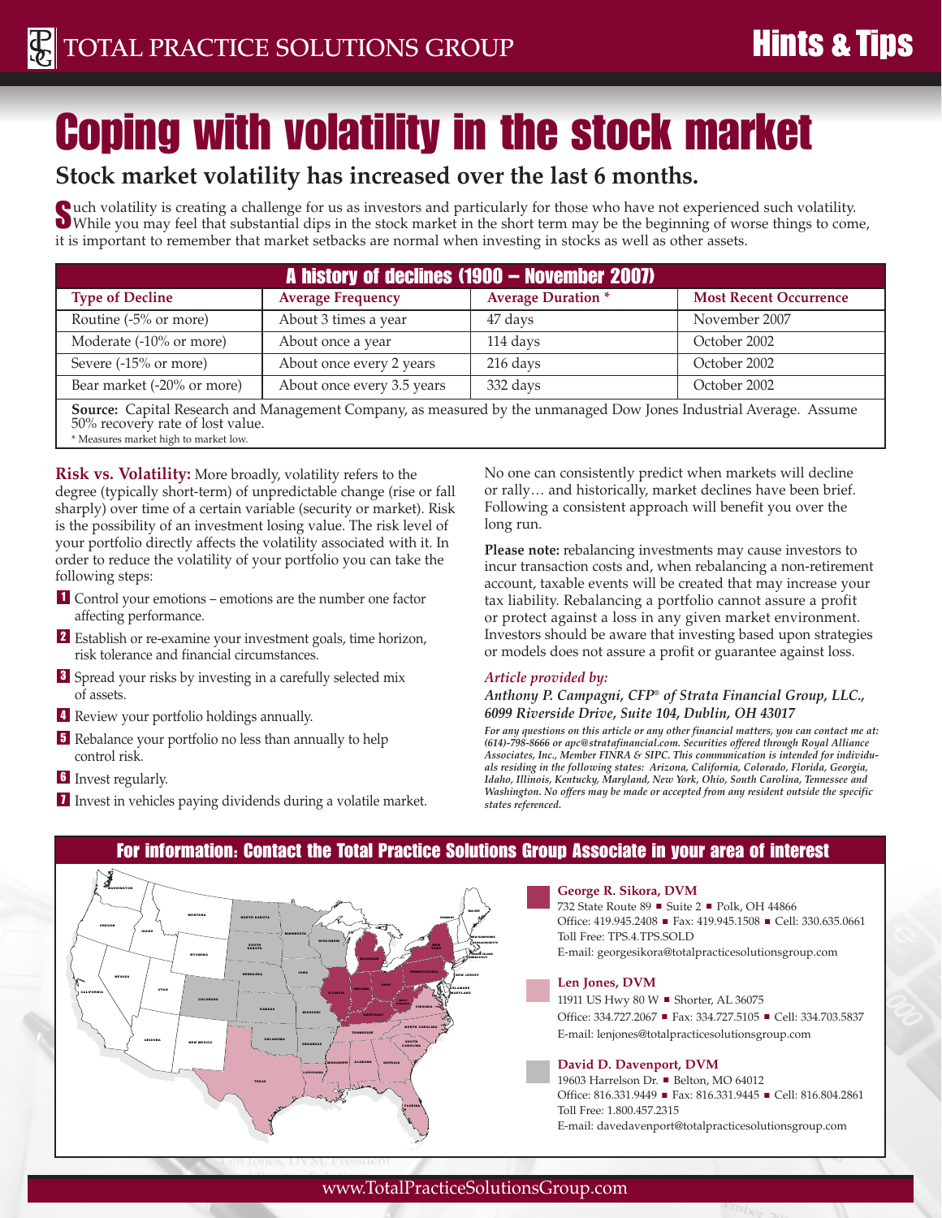# Coping with volatility in the stock market

## Stock market volatility has increased over the last 6 months.

Such volatility is creating a challenge for us as investors and particularly for those who have not experienced such volatility. While you may feel that substantial dips in the stock market in the short term may be the beginning of worse things to come, it is important to remember that market setbacks are normal when investing in stocks as well as other assets.

**A history of declines (1900 – November 2007)**

| Type of Decline | Average Frequency | Average Duration * | Most Recent Occurrence |
|---|---|---|---|
| Routine (-5% or more) | About 3 times a year | 47 days | November 2007 |
| Moderate (-10% or more) | About once a year | 114 days | October 2002 |
| Severe (-15% or more) | About once every 2 years | 216 days | October 2002 |
| Bear market (-20% or more) | About once every 3.5 years | 332 days | October 2002 |

**Source:** Capital Research and Management Company, as measured by the unmanaged Dow Jones Industrial Average. Assume 50% recovery rate of lost value.

\* Measures market high to market low.

**Risk vs. Volatility:** More broadly, volatility refers to the degree (typically short-term) of unpredictable change (rise or fall sharply) over time of a certain variable (security or market). Risk is the possibility of an investment losing value. The risk level of your portfolio directly affects the volatility associated with it. In order to reduce the volatility of your portfolio you can take the following steps:

1. Control your emotions – emotions are the number one factor affecting performance.
2. Establish or re-examine your investment goals, time horizon, risk tolerance and financial circumstances.
3. Spread your risks by investing in a carefully selected mix of assets.
4. Review your portfolio holdings annually.
5. Rebalance your portfolio no less than annually to help control risk.
6. Invest regularly.
7. Invest in vehicles paying dividends during a volatile market.

No one can consistently predict when markets will decline or rally… and historically, market declines have been brief. Following a consistent approach will benefit you over the long run.

**Please note:** rebalancing investments may cause investors to incur transaction costs and, when rebalancing a non-retirement account, taxable events will be created that may increase your tax liability. Rebalancing a portfolio cannot assure a profit or protect against a loss in any given market environment. Investors should be aware that investing based upon strategies or models does not assure a profit or guarantee against loss.

*Article provided by:*

***Anthony P. Campagni, CFP® of Strata Financial Group, LLC., 6099 Riverside Drive, Suite 104, Dublin, OH 43017***

***For any questions on this article or any other financial matters, you can contact me at: (614)-798-8666 or apc@stratafinancial.com. Securities offered through Royal Alliance Associates, Inc., Member FINRA & SIPC. This communication is intended for individuals residing in the following states: Arizona, California, Colorado, Florida, Georgia, Idaho, Illinois, Kentucky, Maryland, New York, Ohio, South Carolina, Tennessee and Washington. No offers may be made or accepted from any resident outside the specific states referenced.***

## For information: Contact the Total Practice Solutions Group Associate in your area of interest

**George R. Sikora, DVM**
732 State Route 89 ■ Suite 2 ■ Polk, OH 44866
Office: 419.945.2408 ■ Fax: 419.945.1508 ■ Cell: 330.635.0661
Toll Free: TPS.4.TPS.SOLD
E-mail: georgesikora@totalpracticesolutionsgroup.com

**Len Jones, DVM**
11911 US Hwy 80 W ■ Shorter, AL 36075
Office: 334.727.2067 ■ Fax: 334.727.5105 ■ Cell: 334.703.5837
E-mail: lenjones@totalpracticesolutionsgroup.com

**David D. Davenport, DVM**
19603 Harrelson Dr. ■ Belton, MO 64012
Office: 816.331.9449 ■ Fax: 816.331.9445 ■ Cell: 816.804.2861
Toll Free: 1.800.457.2315
E-mail: davedavenport@totalpracticesolutionsgroup.com

www.TotalPracticeSolutionsGroup.com